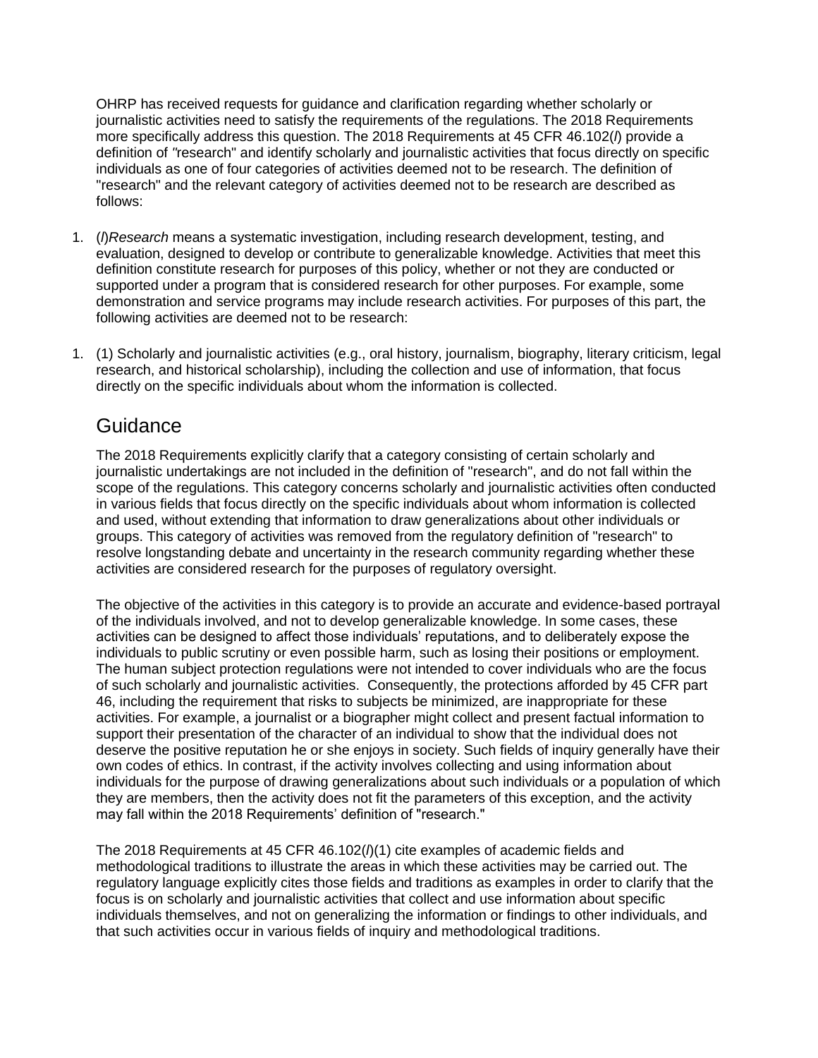OHRP has received requests for guidance and clarification regarding whether scholarly or journalistic activities need to satisfy the requirements of the regulations. The 2018 Requirements more specifically address this question. The 2018 Requirements at 45 CFR 46.102(*l*) provide a definition of "research" and identify scholarly and journalistic activities that focus directly on specific individuals as one of four categories of activities deemed not to be research. The definition of "research" and the relevant category of activities deemed not to be research are described as follows:

1. (*l*)*Research* means a systematic investigation, including research development, testing, and evaluation, designed to develop or contribute to generalizable knowledge. Activities that meet this definition constitute research for purposes of this policy, whether or not they are conducted or supported under a program that is considered research for other purposes. For example, some demonstration and service programs may include research activities. For purposes of this part, the following activities are deemed not to be research:

1. (1) Scholarly and journalistic activities (e.g., oral history, journalism, biography, literary criticism, legal research, and historical scholarship), including the collection and use of information, that focus directly on the specific individuals about whom the information is collected.

## Guidance

The 2018 Requirements explicitly clarify that a category consisting of certain scholarly and journalistic undertakings are not included in the definition of "research", and do not fall within the scope of the regulations. This category concerns scholarly and journalistic activities often conducted in various fields that focus directly on the specific individuals about whom information is collected and used, without extending that information to draw generalizations about other individuals or groups. This category of activities was removed from the regulatory definition of "research" to resolve longstanding debate and uncertainty in the research community regarding whether these activities are considered research for the purposes of regulatory oversight.

The objective of the activities in this category is to provide an accurate and evidence-based portrayal of the individuals involved, and not to develop generalizable knowledge. In some cases, these activities can be designed to affect those individuals' reputations, and to deliberately expose the individuals to public scrutiny or even possible harm, such as losing their positions or employment. The human subject protection regulations were not intended to cover individuals who are the focus of such scholarly and journalistic activities. Consequently, the protections afforded by 45 CFR part 46, including the requirement that risks to subjects be minimized, are inappropriate for these activities. For example, a journalist or a biographer might collect and present factual information to support their presentation of the character of an individual to show that the individual does not deserve the positive reputation he or she enjoys in society. Such fields of inquiry generally have their own codes of ethics. In contrast, if the activity involves collecting and using information about individuals for the purpose of drawing generalizations about such individuals or a population of which they are members, then the activity does not fit the parameters of this exception, and the activity may fall within the 2018 Requirements' definition of "research."

The 2018 Requirements at 45 CFR 46.102(*l*)(1) cite examples of academic fields and methodological traditions to illustrate the areas in which these activities may be carried out. The regulatory language explicitly cites those fields and traditions as examples in order to clarify that the focus is on scholarly and journalistic activities that collect and use information about specific individuals themselves, and not on generalizing the information or findings to other individuals, and that such activities occur in various fields of inquiry and methodological traditions.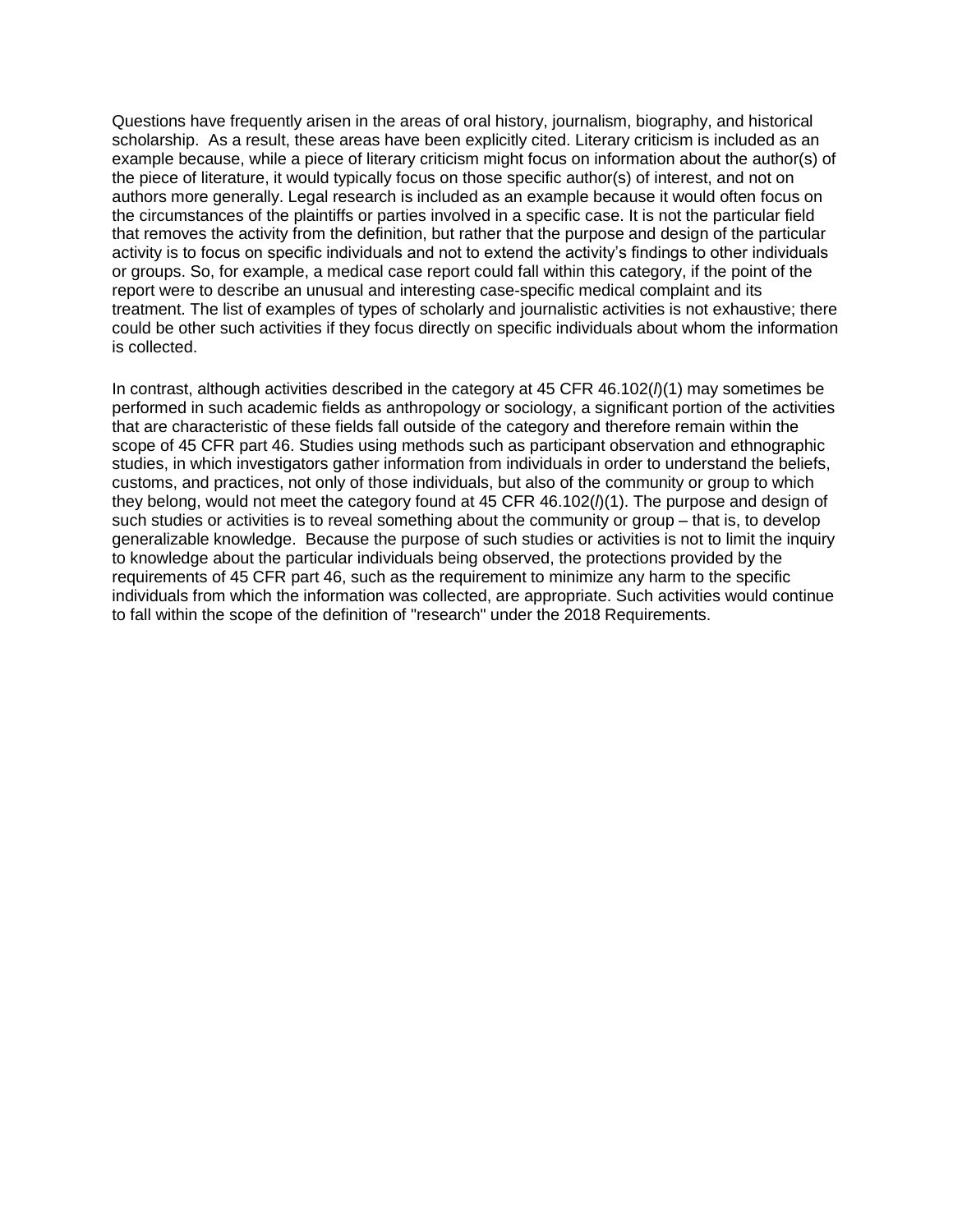Questions have frequently arisen in the areas of oral history, journalism, biography, and historical scholarship. As a result, these areas have been explicitly cited. Literary criticism is included as an example because, while a piece of literary criticism might focus on information about the author(s) of the piece of literature, it would typically focus on those specific author(s) of interest, and not on authors more generally. Legal research is included as an example because it would often focus on the circumstances of the plaintiffs or parties involved in a specific case. It is not the particular field that removes the activity from the definition, but rather that the purpose and design of the particular activity is to focus on specific individuals and not to extend the activity's findings to other individuals or groups. So, for example, a medical case report could fall within this category, if the point of the report were to describe an unusual and interesting case-specific medical complaint and its treatment. The list of examples of types of scholarly and journalistic activities is not exhaustive; there could be other such activities if they focus directly on specific individuals about whom the information is collected.

In contrast, although activities described in the category at 45 CFR 46.102(*l*)(1) may sometimes be performed in such academic fields as anthropology or sociology, a significant portion of the activities that are characteristic of these fields fall outside of the category and therefore remain within the scope of 45 CFR part 46. Studies using methods such as participant observation and ethnographic studies, in which investigators gather information from individuals in order to understand the beliefs, customs, and practices, not only of those individuals, but also of the community or group to which they belong, would not meet the category found at 45 CFR 46.102(*l*)(1). The purpose and design of such studies or activities is to reveal something about the community or group – that is, to develop generalizable knowledge. Because the purpose of such studies or activities is not to limit the inquiry to knowledge about the particular individuals being observed, the protections provided by the requirements of 45 CFR part 46, such as the requirement to minimize any harm to the specific individuals from which the information was collected, are appropriate. Such activities would continue to fall within the scope of the definition of "research" under the 2018 Requirements.